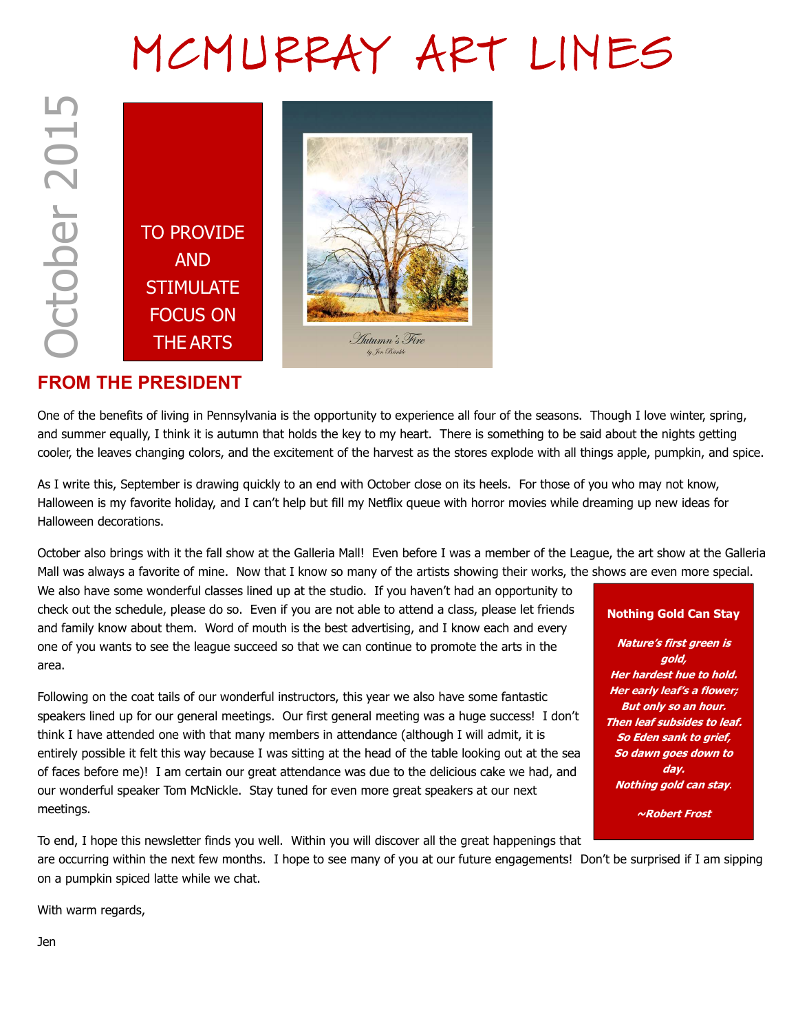# MCMURRAY ART LINES

October 2015

TO PROVIDE AND STIMULATE FOCUS ON THE ARTS

Autumn's Fire
by Jen Brinkle

## FROM THE PRESIDENT

One of the benefits of living in Pennsylvania is the opportunity to experience all four of the seasons. Though I love winter, spring, and summer equally, I think it is autumn that holds the key to my heart. There is something to be said about the nights getting cooler, the leaves changing colors, and the excitement of the harvest as the stores explode with all things apple, pumpkin, and spice.

As I write this, September is drawing quickly to an end with October close on its heels. For those of you who may not know, Halloween is my favorite holiday, and I can't help but fill my Netflix queue with horror movies while dreaming up new ideas for Halloween decorations.

October also brings with it the fall show at the Galleria Mall! Even before I was a member of the League, the art show at the Galleria Mall was always a favorite of mine. Now that I know so many of the artists showing their works, the shows are even more special. We also have some wonderful classes lined up at the studio. If you haven't had an opportunity to check out the schedule, please do so. Even if you are not able to attend a class, please let friends and family know about them. Word of mouth is the best advertising, and I know each and every one of you wants to see the league succeed so that we can continue to promote the arts in the area.

Following on the coat tails of our wonderful instructors, this year we also have some fantastic speakers lined up for our general meetings. Our first general meeting was a huge success! I don't think I have attended one with that many members in attendance (although I will admit, it is entirely possible it felt this way because I was sitting at the head of the table looking out at the sea of faces before me)! I am certain our great attendance was due to the delicious cake we had, and our wonderful speaker Tom McNickle. Stay tuned for even more great speakers at our next meetings.

To end, I hope this newsletter finds you well. Within you will discover all the great happenings that are occurring within the next few months. I hope to see many of you at our future engagements! Don't be surprised if I am sipping on a pumpkin spiced latte while we chat.

With warm regards,

Jen

**Nothing Gold Can Stay**

***Nature's first green is gold,***
***Her hardest hue to hold.***
***Her early leaf's a flower;***
***But only so an hour.***
***Then leaf subsides to leaf.***
***So Eden sank to grief,***
***So dawn goes down to day.***
***Nothing gold can stay.***

***~Robert Frost***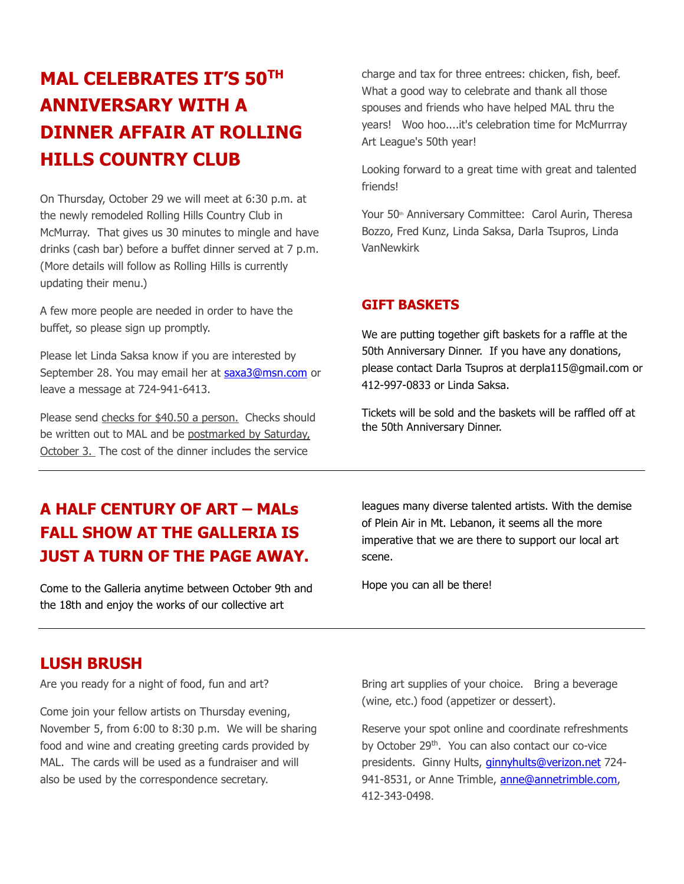## MAL CELEBRATES IT'S 50TH ANNIVERSARY WITH A DINNER AFFAIR AT ROLLING HILLS COUNTRY CLUB

On Thursday, October 29 we will meet at 6:30 p.m. at the newly remodeled Rolling Hills Country Club in McMurray. That gives us 30 minutes to mingle and have drinks (cash bar) before a buffet dinner served at 7 p.m. (More details will follow as Rolling Hills is currently updating their menu.)

A few more people are needed in order to have the buffet, so please sign up promptly.

Please let Linda Saksa know if you are interested by September 28. You may email her at saxa3@msn.com or leave a message at 724-941-6413.

Please send checks for $40.50 a person. Checks should be written out to MAL and be postmarked by Saturday, October 3. The cost of the dinner includes the service charge and tax for three entrees: chicken, fish, beef. What a good way to celebrate and thank all those spouses and friends who have helped MAL thru the years! Woo hoo....it's celebration time for McMurrray Art League's 50th year!

Looking forward to a great time with great and talented friends!

Your 50th Anniversary Committee: Carol Aurin, Theresa Bozzo, Fred Kunz, Linda Saksa, Darla Tsupros, Linda VanNewkirk

## GIFT BASKETS

We are putting together gift baskets for a raffle at the 50th Anniversary Dinner. If you have any donations, please contact Darla Tsupros at derpla115@gmail.com or 412-997-0833 or Linda Saksa.

Tickets will be sold and the baskets will be raffled off at the 50th Anniversary Dinner.

---

## A HALF CENTURY OF ART – MALs FALL SHOW AT THE GALLERIA IS JUST A TURN OF THE PAGE AWAY.

Come to the Galleria anytime between October 9th and the 18th and enjoy the works of our collective art leagues many diverse talented artists. With the demise of Plein Air in Mt. Lebanon, it seems all the more imperative that we are there to support our local art scene.

Hope you can all be there!

---

## LUSH BRUSH

Are you ready for a night of food, fun and art?

Come join your fellow artists on Thursday evening, November 5, from 6:00 to 8:30 p.m. We will be sharing food and wine and creating greeting cards provided by MAL. The cards will be used as a fundraiser and will also be used by the correspondence secretary.

Bring art supplies of your choice. Bring a beverage (wine, etc.) food (appetizer or dessert).

Reserve your spot online and coordinate refreshments by October 29th. You can also contact our co-vice presidents. Ginny Hults, ginnyhults@verizon.net 724-941-8531, or Anne Trimble, anne@annetrimble.com, 412-343-0498.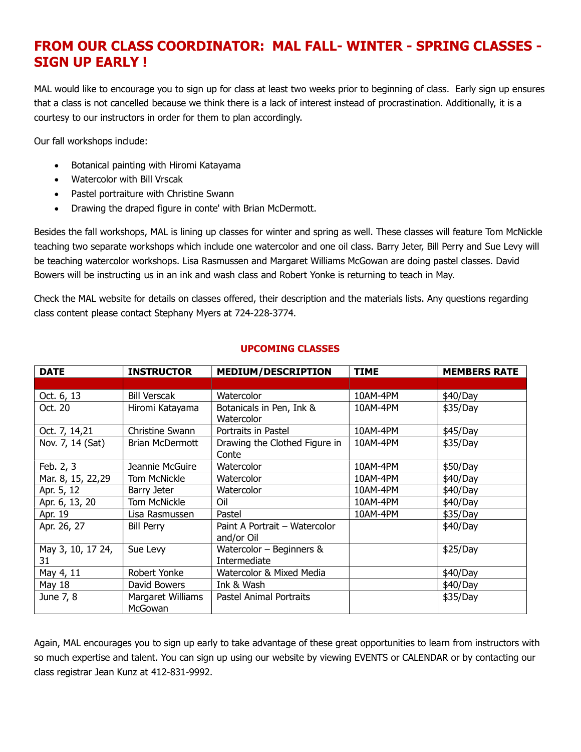# FROM OUR CLASS COORDINATOR: MAL FALL- WINTER - SPRING CLASSES - SIGN UP EARLY !

MAL would like to encourage you to sign up for class at least two weeks prior to beginning of class. Early sign up ensures that a class is not cancelled because we think there is a lack of interest instead of procrastination. Additionally, it is a courtesy to our instructors in order for them to plan accordingly.

Our fall workshops include:

- Botanical painting with Hiromi Katayama
- Watercolor with Bill Vrscak
- Pastel portraiture with Christine Swann
- Drawing the draped figure in conte' with Brian McDermott.

Besides the fall workshops, MAL is lining up classes for winter and spring as well. These classes will feature Tom McNickle teaching two separate workshops which include one watercolor and one oil class. Barry Jeter, Bill Perry and Sue Levy will be teaching watercolor workshops. Lisa Rasmussen and Margaret Williams McGowan are doing pastel classes. David Bowers will be instructing us in an ink and wash class and Robert Yonke is returning to teach in May.

Check the MAL website for details on classes offered, their description and the materials lists. Any questions regarding class content please contact Stephany Myers at 724-228-3774.

## UPCOMING CLASSES

| DATE | INSTRUCTOR | MEDIUM/DESCRIPTION | TIME | MEMBERS RATE |
|---|---|---|---|---|
| | | | | |
| Oct. 6, 13 | Bill Verscak | Watercolor | 10AM-4PM | $40/Day |
| Oct. 20 | Hiromi Katayama | Botanicals in Pen, Ink & Watercolor | 10AM-4PM | $35/Day |
| Oct. 7, 14,21 | Christine Swann | Portraits in Pastel | 10AM-4PM | $45/Day |
| Nov. 7, 14 (Sat) | Brian McDermott | Drawing the Clothed Figure in Conte | 10AM-4PM | $35/Day |
| Feb. 2, 3 | Jeannie McGuire | Watercolor | 10AM-4PM | $50/Day |
| Mar. 8, 15, 22,29 | Tom McNickle | Watercolor | 10AM-4PM | $40/Day |
| Apr. 5, 12 | Barry Jeter | Watercolor | 10AM-4PM | $40/Day |
| Apr. 6, 13, 20 | Tom McNickle | Oil | 10AM-4PM | $40/Day |
| Apr. 19 | Lisa Rasmussen | Pastel | 10AM-4PM | $35/Day |
| Apr. 26, 27 | Bill Perry | Paint A Portrait – Watercolor and/or Oil | | $40/Day |
| May 3, 10, 17 24, 31 | Sue Levy | Watercolor – Beginners & Intermediate | | $25/Day |
| May 4, 11 | Robert Yonke | Watercolor & Mixed Media | | $40/Day |
| May 18 | David Bowers | Ink & Wash | | $40/Day |
| June 7, 8 | Margaret Williams McGowan | Pastel Animal Portraits | | $35/Day |

Again, MAL encourages you to sign up early to take advantage of these great opportunities to learn from instructors with so much expertise and talent. You can sign up using our website by viewing EVENTS or CALENDAR or by contacting our class registrar Jean Kunz at 412-831-9992.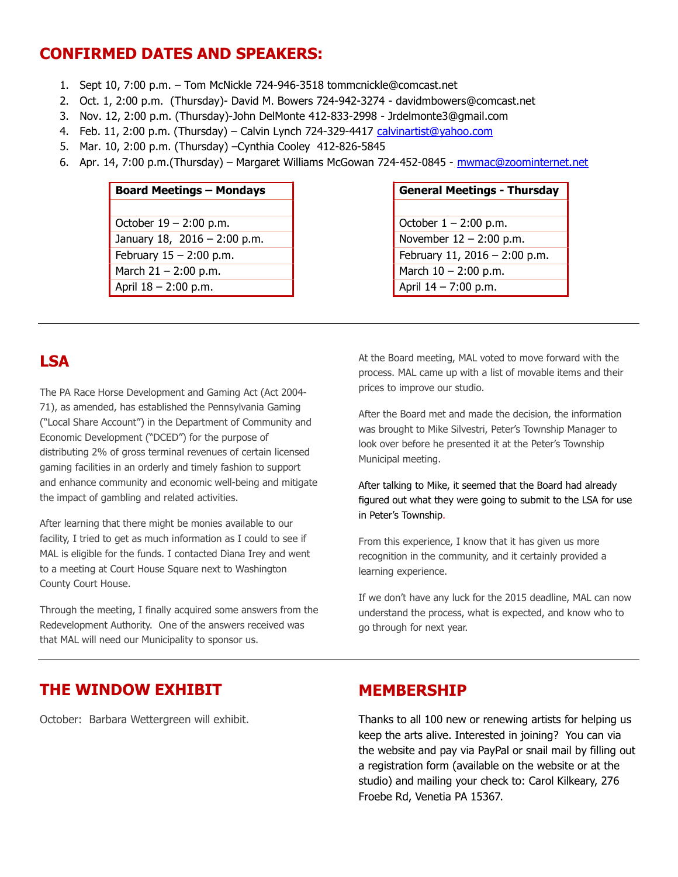## CONFIRMED DATES AND SPEAKERS:

1. Sept 10, 7:00 p.m. – Tom McNickle 724-946-3518 tommcnickle@comcast.net
2. Oct. 1, 2:00 p.m. (Thursday)- David M. Bowers 724-942-3274 - davidmbowers@comcast.net
3. Nov. 12, 2:00 p.m. (Thursday)-John DelMonte 412-833-2998 - Jrdelmonte3@gmail.com
4. Feb. 11, 2:00 p.m. (Thursday) – Calvin Lynch 724-329-4417 calvinartist@yahoo.com
5. Mar. 10, 2:00 p.m. (Thursday) –Cynthia Cooley 412-826-5845
6. Apr. 14, 7:00 p.m.(Thursday) – Margaret Williams McGowan 724-452-0845 - mwmac@zoominternet.net

| Board Meetings – Mondays |
|---|
| |
| October 19 – 2:00 p.m. |
| January 18, 2016 – 2:00 p.m. |
| February 15 – 2:00 p.m. |
| March 21 – 2:00 p.m. |
| April 18 – 2:00 p.m. |

| General Meetings - Thursday |
|---|
| |
| October 1 – 2:00 p.m. |
| November 12 – 2:00 p.m. |
| February 11, 2016 – 2:00 p.m. |
| March 10 – 2:00 p.m. |
| April 14 – 7:00 p.m. |

## LSA

The PA Race Horse Development and Gaming Act (Act 2004-71), as amended, has established the Pennsylvania Gaming ("Local Share Account") in the Department of Community and Economic Development ("DCED") for the purpose of distributing 2% of gross terminal revenues of certain licensed gaming facilities in an orderly and timely fashion to support and enhance community and economic well-being and mitigate the impact of gambling and related activities.

After learning that there might be monies available to our facility, I tried to get as much information as I could to see if MAL is eligible for the funds. I contacted Diana Irey and went to a meeting at Court House Square next to Washington County Court House.

Through the meeting, I finally acquired some answers from the Redevelopment Authority. One of the answers received was that MAL will need our Municipality to sponsor us.

At the Board meeting, MAL voted to move forward with the process. MAL came up with a list of movable items and their prices to improve our studio.

After the Board met and made the decision, the information was brought to Mike Silvestri, Peter's Township Manager to look over before he presented it at the Peter's Township Municipal meeting.

After talking to Mike, it seemed that the Board had already figured out what they were going to submit to the LSA for use in Peter's Township.

From this experience, I know that it has given us more recognition in the community, and it certainly provided a learning experience.

If we don't have any luck for the 2015 deadline, MAL can now understand the process, what is expected, and know who to go through for next year.

## THE WINDOW EXHIBIT

October: Barbara Wettergreen will exhibit.

## MEMBERSHIP

Thanks to all 100 new or renewing artists for helping us keep the arts alive. Interested in joining? You can via the website and pay via PayPal or snail mail by filling out a registration form (available on the website or at the studio) and mailing your check to: Carol Kilkeary, 276 Froebe Rd, Venetia PA 15367.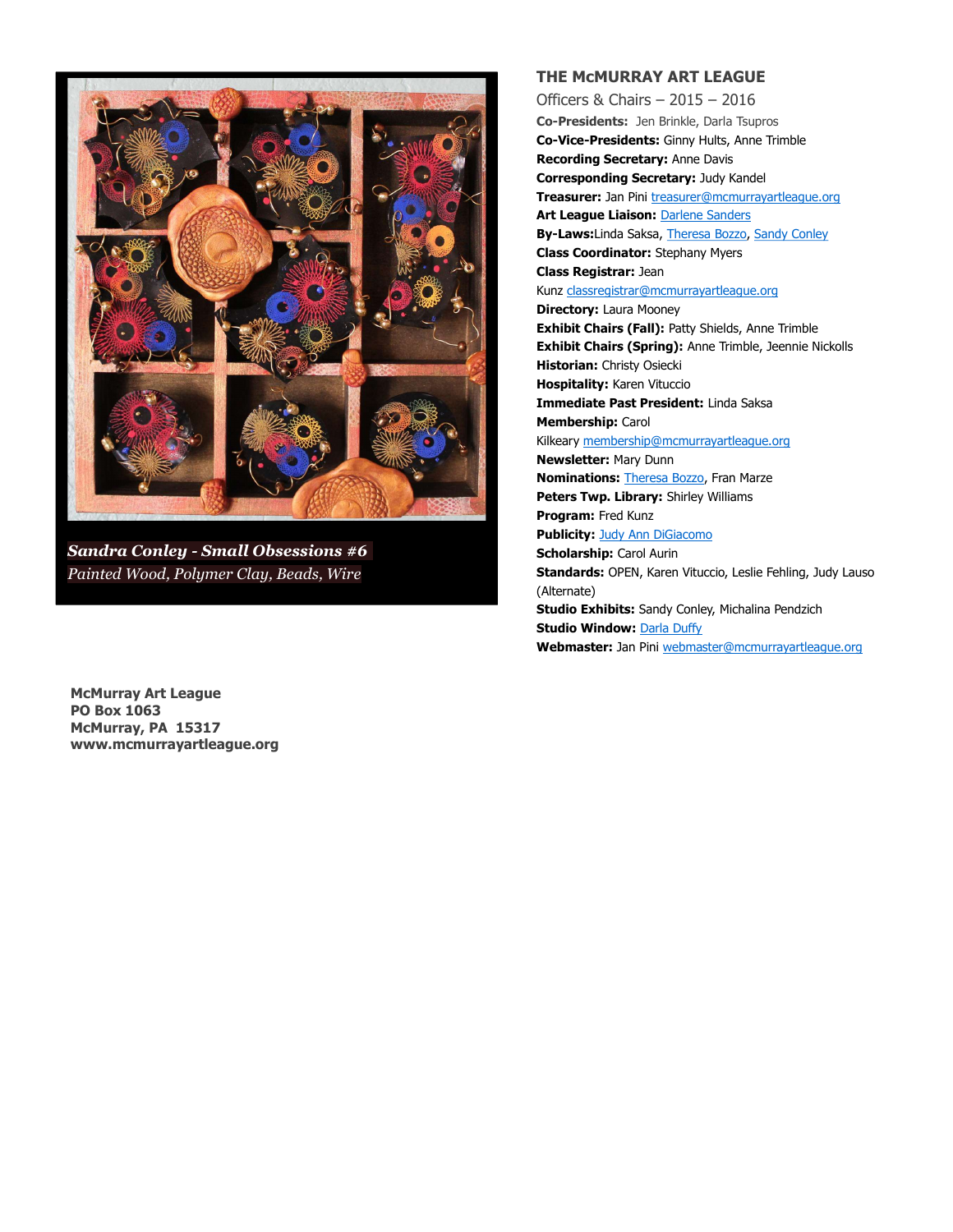*Sandra Conley - Small Obsessions #6*

*Painted Wood, Polymer Clay, Beads, Wire*

## THE McMURRAY ART LEAGUE

### Officers & Chairs – 2015 – 2016

**Co-Presidents:** Jen Brinkle, Darla Tsupros

**Co-Vice-Presidents:** Ginny Hults, Anne Trimble

**Recording Secretary:** Anne Davis

**Corresponding Secretary:** Judy Kandel

**Treasurer:** Jan Pini treasurer@mcmurrayartleague.org

**Art League Liaison:** Darlene Sanders

**By-Laws:** Linda Saksa, Theresa Bozzo, Sandy Conley

**Class Coordinator:** Stephany Myers

**Class Registrar:** Jean Kunz classregistrar@mcmurrayartleague.org

**Directory:** Laura Mooney

**Exhibit Chairs (Fall):** Patty Shields, Anne Trimble

**Exhibit Chairs (Spring):** Anne Trimble, Jeennie Nickolls

**Historian:** Christy Osiecki

**Hospitality:** Karen Vituccio

**Immediate Past President:** Linda Saksa

**Membership:** Carol Kilkeary membership@mcmurrayartleague.org

**Newsletter:** Mary Dunn

**Nominations:** Theresa Bozzo, Fran Marze

**Peters Twp. Library:** Shirley Williams

**Program:** Fred Kunz

**Publicity:** Judy Ann DiGiacomo

**Scholarship:** Carol Aurin

**Standards:** OPEN, Karen Vituccio, Leslie Fehling, Judy Lauso (Alternate)

**Studio Exhibits:** Sandy Conley, Michalina Pendzich

**Studio Window:** Darla Duffy

**Webmaster:** Jan Pini webmaster@mcmurrayartleague.org

**McMurray Art League**
**PO Box 1063**
**McMurray, PA 15317**
**www.mcmurrayartleague.org**